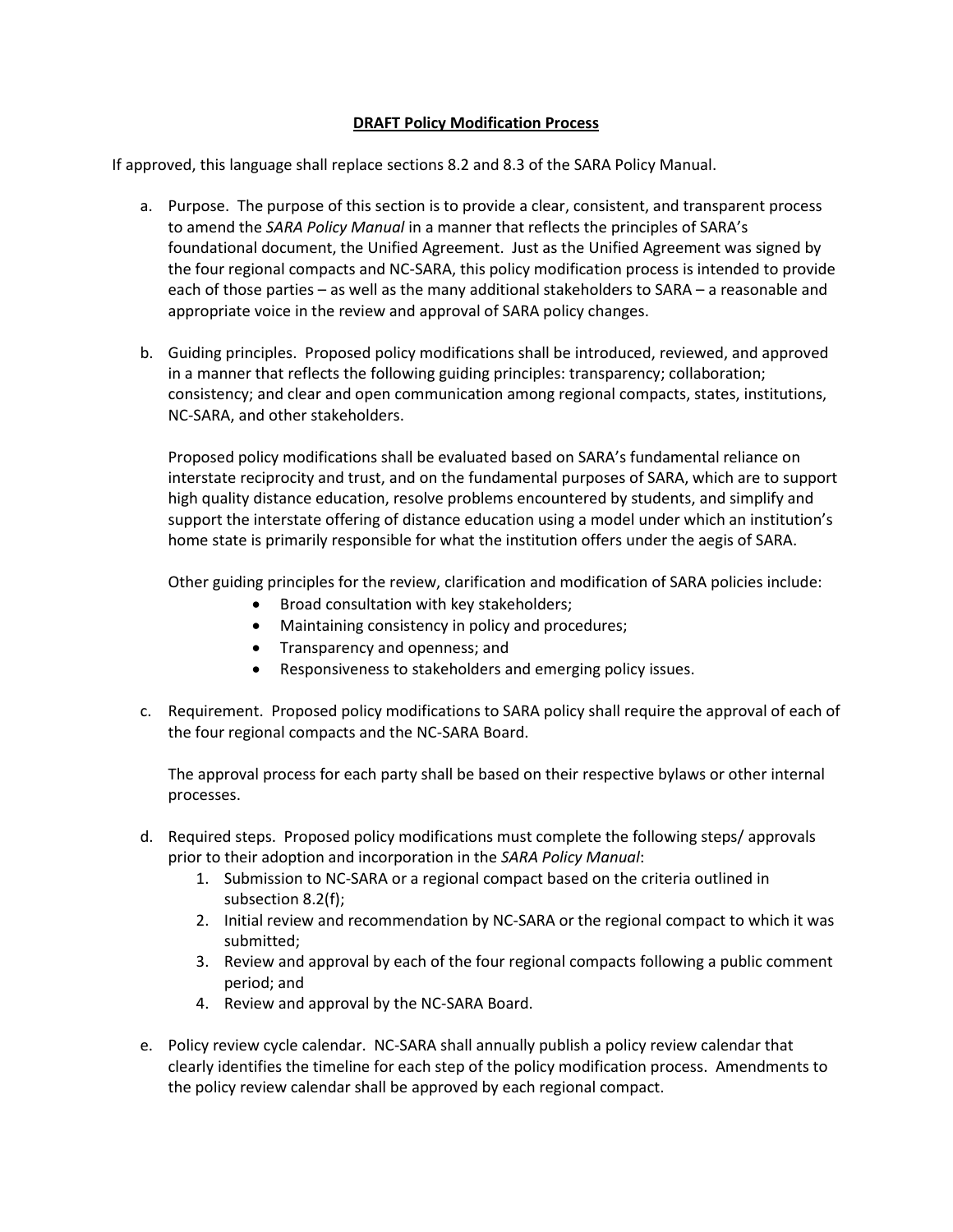**DRAFT Policy Modification Process**

If approved, this language shall replace sections 8.2 and 8.3 of the SARA Policy Manual.

a. Purpose. The purpose of this section is to provide a clear, consistent, and transparent process to amend the *SARA Policy Manual* in a manner that reflects the principles of SARA's foundational document, the Unified Agreement. Just as the Unified Agreement was signed by the four regional compacts and NC-SARA, this policy modification process is intended to provide each of those parties – as well as the many additional stakeholders to SARA – a reasonable and appropriate voice in the review and approval of SARA policy changes.

b. Guiding principles. Proposed policy modifications shall be introduced, reviewed, and approved in a manner that reflects the following guiding principles: transparency; collaboration; consistency; and clear and open communication among regional compacts, states, institutions, NC-SARA, and other stakeholders.

   Proposed policy modifications shall be evaluated based on SARA's fundamental reliance on interstate reciprocity and trust, and on the fundamental purposes of SARA, which are to support high quality distance education, resolve problems encountered by students, and simplify and support the interstate offering of distance education using a model under which an institution's home state is primarily responsible for what the institution offers under the aegis of SARA.

   Other guiding principles for the review, clarification and modification of SARA policies include:

   - Broad consultation with key stakeholders;
   - Maintaining consistency in policy and procedures;
   - Transparency and openness; and
   - Responsiveness to stakeholders and emerging policy issues.

c. Requirement. Proposed policy modifications to SARA policy shall require the approval of each of the four regional compacts and the NC-SARA Board.

   The approval process for each party shall be based on their respective bylaws or other internal processes.

d. Required steps. Proposed policy modifications must complete the following steps/ approvals prior to their adoption and incorporation in the *SARA Policy Manual*:

   1. Submission to NC-SARA or a regional compact based on the criteria outlined in subsection 8.2(f);
   2. Initial review and recommendation by NC-SARA or the regional compact to which it was submitted;
   3. Review and approval by each of the four regional compacts following a public comment period; and
   4. Review and approval by the NC-SARA Board.

e. Policy review cycle calendar. NC-SARA shall annually publish a policy review calendar that clearly identifies the timeline for each step of the policy modification process. Amendments to the policy review calendar shall be approved by each regional compact.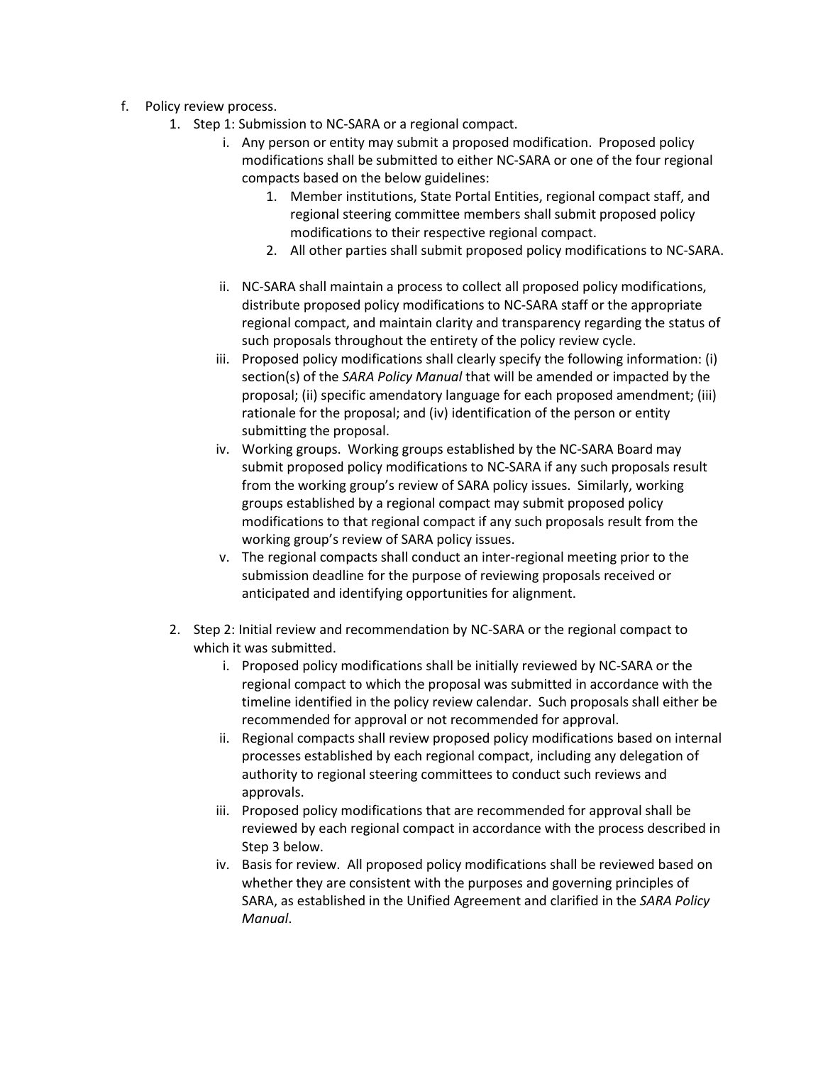f. Policy review process.

   1. Step 1: Submission to NC-SARA or a regional compact.

      i. Any person or entity may submit a proposed modification. Proposed policy modifications shall be submitted to either NC-SARA or one of the four regional compacts based on the below guidelines:

         1. Member institutions, State Portal Entities, regional compact staff, and regional steering committee members shall submit proposed policy modifications to their respective regional compact.
         2. All other parties shall submit proposed policy modifications to NC-SARA.

      ii. NC-SARA shall maintain a process to collect all proposed policy modifications, distribute proposed policy modifications to NC-SARA staff or the appropriate regional compact, and maintain clarity and transparency regarding the status of such proposals throughout the entirety of the policy review cycle.

      iii. Proposed policy modifications shall clearly specify the following information: (i) section(s) of the *SARA Policy Manual* that will be amended or impacted by the proposal; (ii) specific amendatory language for each proposed amendment; (iii) rationale for the proposal; and (iv) identification of the person or entity submitting the proposal.

      iv. Working groups. Working groups established by the NC-SARA Board may submit proposed policy modifications to NC-SARA if any such proposals result from the working group's review of SARA policy issues. Similarly, working groups established by a regional compact may submit proposed policy modifications to that regional compact if any such proposals result from the working group's review of SARA policy issues.

      v. The regional compacts shall conduct an inter-regional meeting prior to the submission deadline for the purpose of reviewing proposals received or anticipated and identifying opportunities for alignment.

   2. Step 2: Initial review and recommendation by NC-SARA or the regional compact to which it was submitted.

      i. Proposed policy modifications shall be initially reviewed by NC-SARA or the regional compact to which the proposal was submitted in accordance with the timeline identified in the policy review calendar. Such proposals shall either be recommended for approval or not recommended for approval.

      ii. Regional compacts shall review proposed policy modifications based on internal processes established by each regional compact, including any delegation of authority to regional steering committees to conduct such reviews and approvals.

      iii. Proposed policy modifications that are recommended for approval shall be reviewed by each regional compact in accordance with the process described in Step 3 below.

      iv. Basis for review. All proposed policy modifications shall be reviewed based on whether they are consistent with the purposes and governing principles of SARA, as established in the Unified Agreement and clarified in the *SARA Policy Manual*.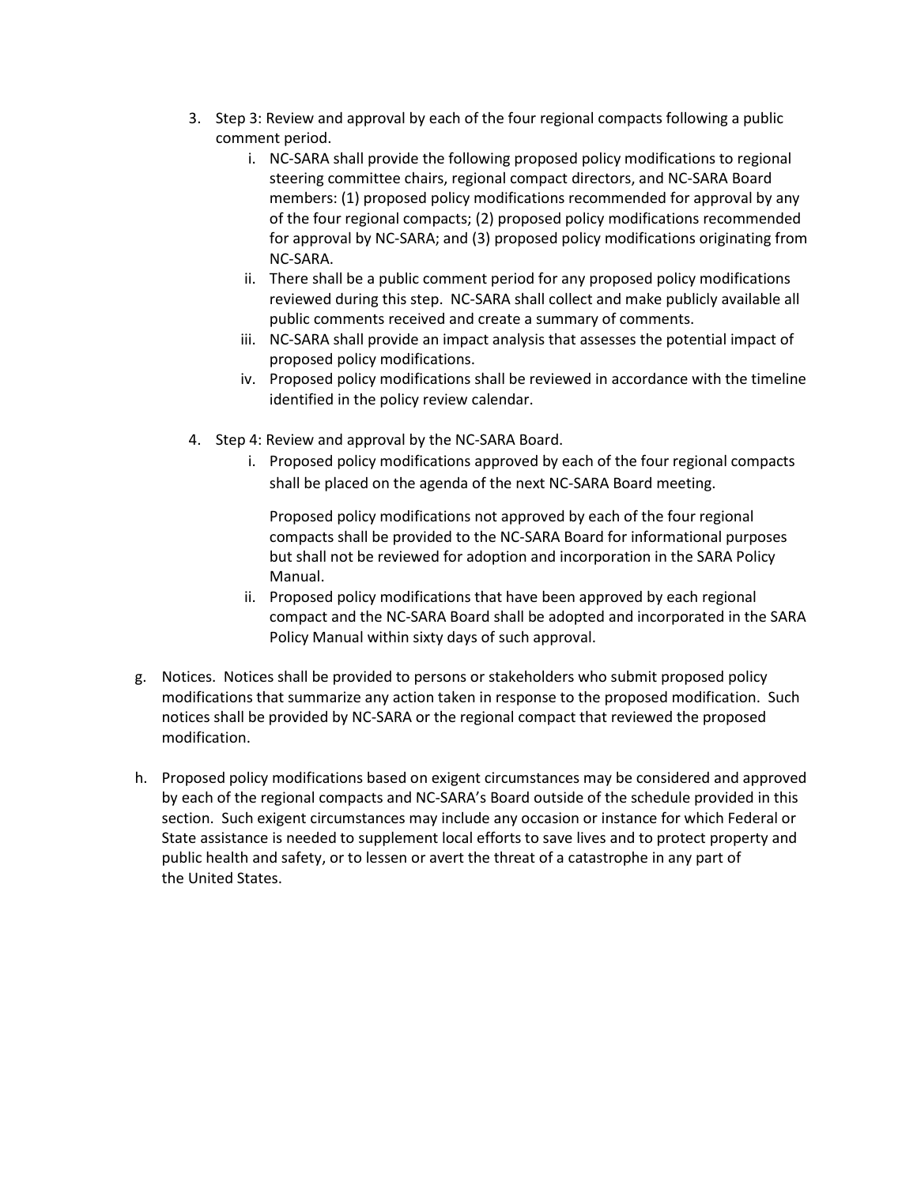3. Step 3: Review and approval by each of the four regional compacts following a public comment period.
    i. NC-SARA shall provide the following proposed policy modifications to regional steering committee chairs, regional compact directors, and NC-SARA Board members: (1) proposed policy modifications recommended for approval by any of the four regional compacts; (2) proposed policy modifications recommended for approval by NC-SARA; and (3) proposed policy modifications originating from NC-SARA.
    ii. There shall be a public comment period for any proposed policy modifications reviewed during this step. NC-SARA shall collect and make publicly available all public comments received and create a summary of comments.
    iii. NC-SARA shall provide an impact analysis that assesses the potential impact of proposed policy modifications.
    iv. Proposed policy modifications shall be reviewed in accordance with the timeline identified in the policy review calendar.

4. Step 4: Review and approval by the NC-SARA Board.
    i. Proposed policy modifications approved by each of the four regional compacts shall be placed on the agenda of the next NC-SARA Board meeting.

       Proposed policy modifications not approved by each of the four regional compacts shall be provided to the NC-SARA Board for informational purposes but shall not be reviewed for adoption and incorporation in the SARA Policy Manual.
    ii. Proposed policy modifications that have been approved by each regional compact and the NC-SARA Board shall be adopted and incorporated in the SARA Policy Manual within sixty days of such approval.

g. Notices. Notices shall be provided to persons or stakeholders who submit proposed policy modifications that summarize any action taken in response to the proposed modification. Such notices shall be provided by NC-SARA or the regional compact that reviewed the proposed modification.

h. Proposed policy modifications based on exigent circumstances may be considered and approved by each of the regional compacts and NC-SARA's Board outside of the schedule provided in this section. Such exigent circumstances may include any occasion or instance for which Federal or State assistance is needed to supplement local efforts to save lives and to protect property and public health and safety, or to lessen or avert the threat of a catastrophe in any part of the United States.